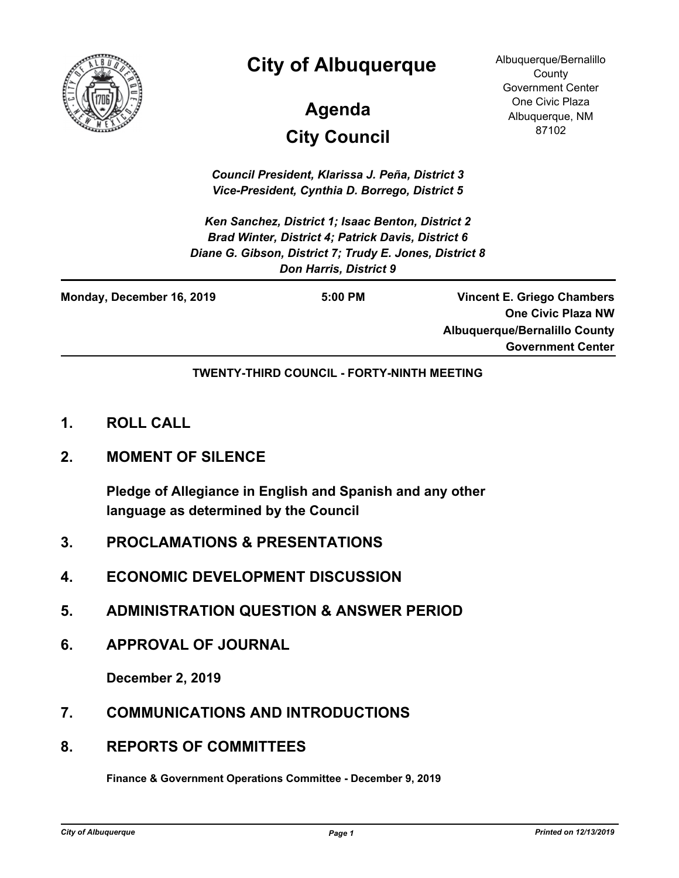# City of Albuquerque

Albuquerque/Bernalillo County Government Center
One Civic Plaza
Albuquerque, NM 87102

## Agenda

## City Council

*Council President, Klarissa J. Peña, District 3*
*Vice-President, Cynthia D. Borrego, District 5*

*Ken Sanchez, District 1; Isaac Benton, District 2*
*Brad Winter, District 4; Patrick Davis, District 6*
*Diane G. Gibson, District 7; Trudy E. Jones, District 8*
*Don Harris, District 9*

---

**Monday, December 16, 2019** **5:00 PM** **Vincent E. Griego Chambers One Civic Plaza NW Albuquerque/Bernalillo County Government Center**

---

**TWENTY-THIRD COUNCIL - FORTY-NINTH MEETING**

## 1. ROLL CALL

## 2. MOMENT OF SILENCE

**Pledge of Allegiance in English and Spanish and any other language as determined by the Council**

## 3. PROCLAMATIONS & PRESENTATIONS

## 4. ECONOMIC DEVELOPMENT DISCUSSION

## 5. ADMINISTRATION QUESTION & ANSWER PERIOD

## 6. APPROVAL OF JOURNAL

**December 2, 2019**

## 7. COMMUNICATIONS AND INTRODUCTIONS

## 8. REPORTS OF COMMITTEES

**Finance & Government Operations Committee - December 9, 2019**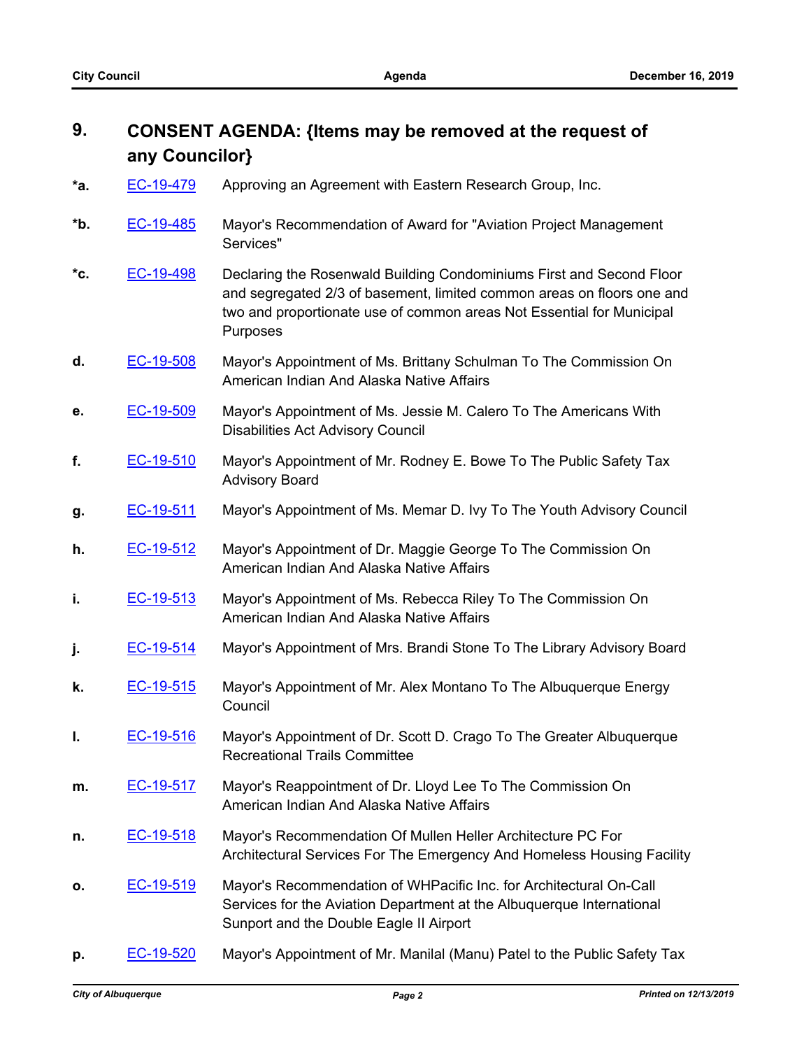## 9. CONSENT AGENDA: {Items may be removed at the request of any Councilor}

| | | |
|---|---|---|
| *a. | EC-19-479 | Approving an Agreement with Eastern Research Group, Inc. |
| *b. | EC-19-485 | Mayor's Recommendation of Award for "Aviation Project Management Services" |
| *c. | EC-19-498 | Declaring the Rosenwald Building Condominiums First and Second Floor and segregated 2/3 of basement, limited common areas on floors one and two and proportionate use of common areas Not Essential for Municipal Purposes |
| d. | EC-19-508 | Mayor's Appointment of Ms. Brittany Schulman To The Commission On American Indian And Alaska Native Affairs |
| e. | EC-19-509 | Mayor's Appointment of Ms. Jessie M. Calero To The Americans With Disabilities Act Advisory Council |
| f. | EC-19-510 | Mayor's Appointment of Mr. Rodney E. Bowe To The Public Safety Tax Advisory Board |
| g. | EC-19-511 | Mayor's Appointment of Ms. Memar D. Ivy To The Youth Advisory Council |
| h. | EC-19-512 | Mayor's Appointment of Dr. Maggie George To The Commission On American Indian And Alaska Native Affairs |
| i. | EC-19-513 | Mayor's Appointment of Ms. Rebecca Riley To The Commission On American Indian And Alaska Native Affairs |
| j. | EC-19-514 | Mayor's Appointment of Mrs. Brandi Stone To The Library Advisory Board |
| k. | EC-19-515 | Mayor's Appointment of Mr. Alex Montano To The Albuquerque Energy Council |
| l. | EC-19-516 | Mayor's Appointment of Dr. Scott D. Crago To The Greater Albuquerque Recreational Trails Committee |
| m. | EC-19-517 | Mayor's Reappointment of Dr. Lloyd Lee To The Commission On American Indian And Alaska Native Affairs |
| n. | EC-19-518 | Mayor's Recommendation Of Mullen Heller Architecture PC For Architectural Services For The Emergency And Homeless Housing Facility |
| o. | EC-19-519 | Mayor's Recommendation of WHPacific Inc. for Architectural On-Call Services for the Aviation Department at the Albuquerque International Sunport and the Double Eagle II Airport |
| p. | EC-19-520 | Mayor's Appointment of Mr. Manilal (Manu) Patel to the Public Safety Tax |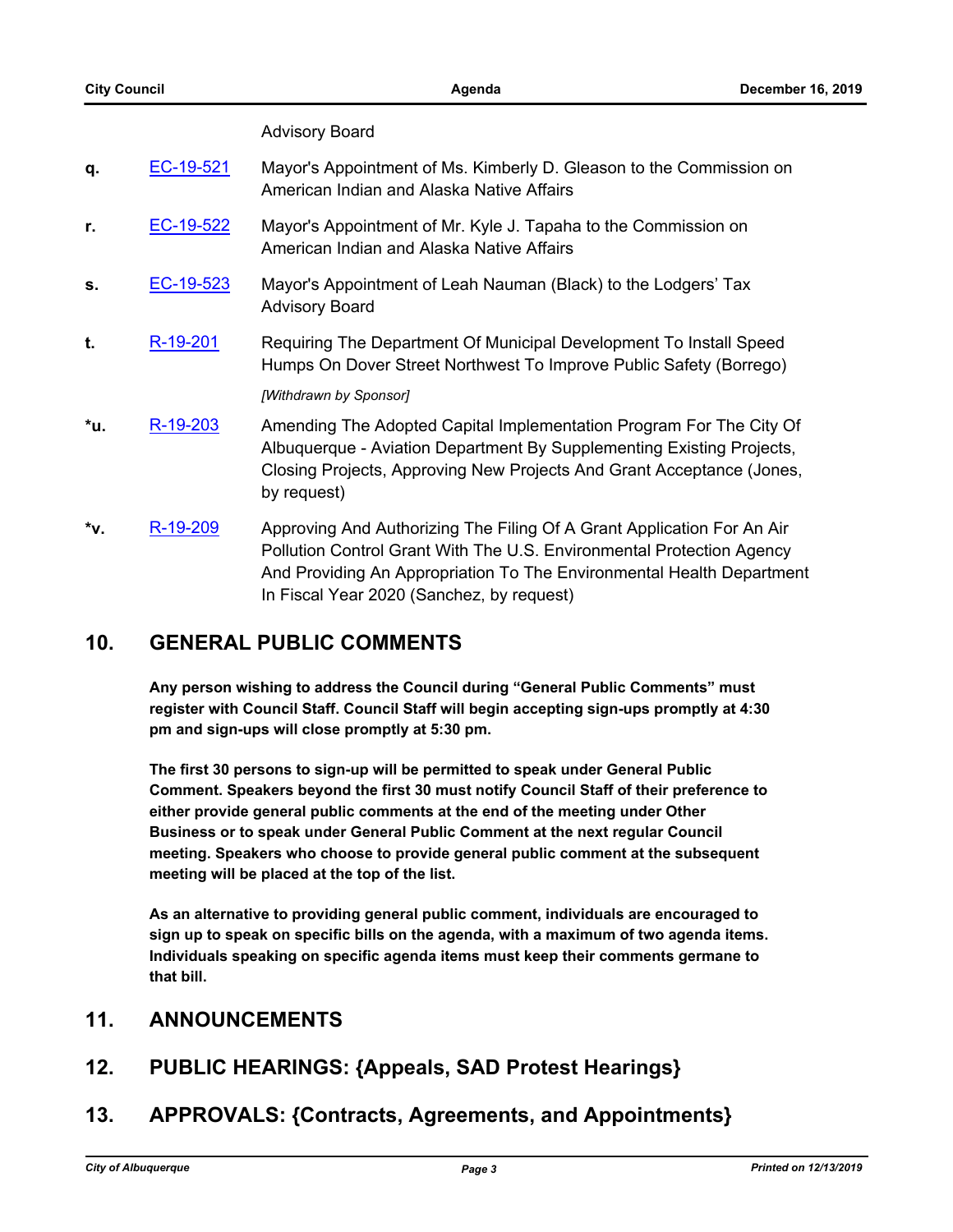Advisory Board

q. EC-19-521 Mayor's Appointment of Ms. Kimberly D. Gleason to the Commission on American Indian and Alaska Native Affairs

r. EC-19-522 Mayor's Appointment of Mr. Kyle J. Tapaha to the Commission on American Indian and Alaska Native Affairs

s. EC-19-523 Mayor's Appointment of Leah Nauman (Black) to the Lodgers' Tax Advisory Board

t. R-19-201 Requiring The Department Of Municipal Development To Install Speed Humps On Dover Street Northwest To Improve Public Safety (Borrego)

*[Withdrawn by Sponsor]*

*u. R-19-203 Amending The Adopted Capital Implementation Program For The City Of Albuquerque - Aviation Department By Supplementing Existing Projects, Closing Projects, Approving New Projects And Grant Acceptance (Jones, by request)

*v. R-19-209 Approving And Authorizing The Filing Of A Grant Application For An Air Pollution Control Grant With The U.S. Environmental Protection Agency And Providing An Appropriation To The Environmental Health Department In Fiscal Year 2020 (Sanchez, by request)

## 10. GENERAL PUBLIC COMMENTS

**Any person wishing to address the Council during "General Public Comments" must register with Council Staff. Council Staff will begin accepting sign-ups promptly at 4:30 pm and sign-ups will close promptly at 5:30 pm.**

**The first 30 persons to sign-up will be permitted to speak under General Public Comment. Speakers beyond the first 30 must notify Council Staff of their preference to either provide general public comments at the end of the meeting under Other Business or to speak under General Public Comment at the next regular Council meeting. Speakers who choose to provide general public comment at the subsequent meeting will be placed at the top of the list.**

**As an alternative to providing general public comment, individuals are encouraged to sign up to speak on specific bills on the agenda, with a maximum of two agenda items. Individuals speaking on specific agenda items must keep their comments germane to that bill.**

## 11. ANNOUNCEMENTS

## 12. PUBLIC HEARINGS: {Appeals, SAD Protest Hearings}

## 13. APPROVALS: {Contracts, Agreements, and Appointments}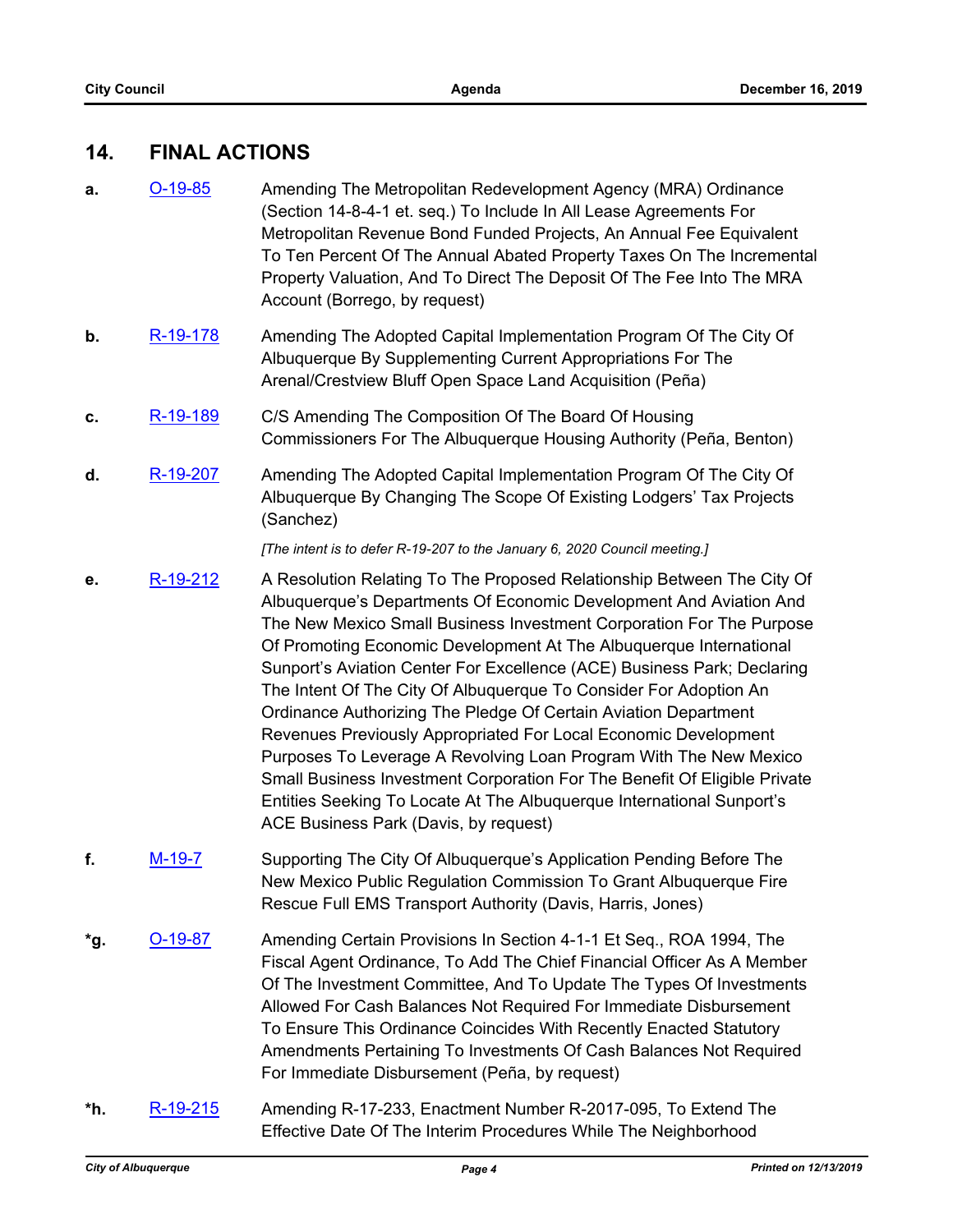## 14. FINAL ACTIONS

**a.** [O-19-85](O-19-85) Amending The Metropolitan Redevelopment Agency (MRA) Ordinance (Section 14-8-4-1 et. seq.) To Include In All Lease Agreements For Metropolitan Revenue Bond Funded Projects, An Annual Fee Equivalent To Ten Percent Of The Annual Abated Property Taxes On The Incremental Property Valuation, And To Direct The Deposit Of The Fee Into The MRA Account (Borrego, by request)

**b.** [R-19-178](R-19-178) Amending The Adopted Capital Implementation Program Of The City Of Albuquerque By Supplementing Current Appropriations For The Arenal/Crestview Bluff Open Space Land Acquisition (Peña)

**c.** [R-19-189](R-19-189) C/S Amending The Composition Of The Board Of Housing Commissioners For The Albuquerque Housing Authority (Peña, Benton)

**d.** [R-19-207](R-19-207) Amending The Adopted Capital Implementation Program Of The City Of Albuquerque By Changing The Scope Of Existing Lodgers' Tax Projects (Sanchez)

*[The intent is to defer R-19-207 to the January 6, 2020 Council meeting.]*

**e.** [R-19-212](R-19-212) A Resolution Relating To The Proposed Relationship Between The City Of Albuquerque's Departments Of Economic Development And Aviation And The New Mexico Small Business Investment Corporation For The Purpose Of Promoting Economic Development At The Albuquerque International Sunport's Aviation Center For Excellence (ACE) Business Park; Declaring The Intent Of The City Of Albuquerque To Consider For Adoption An Ordinance Authorizing The Pledge Of Certain Aviation Department Revenues Previously Appropriated For Local Economic Development Purposes To Leverage A Revolving Loan Program With The New Mexico Small Business Investment Corporation For The Benefit Of Eligible Private Entities Seeking To Locate At The Albuquerque International Sunport's ACE Business Park (Davis, by request)

**f.** [M-19-7](M-19-7) Supporting The City Of Albuquerque's Application Pending Before The New Mexico Public Regulation Commission To Grant Albuquerque Fire Rescue Full EMS Transport Authority (Davis, Harris, Jones)

**\*g.** [O-19-87](O-19-87) Amending Certain Provisions In Section 4-1-1 Et Seq., ROA 1994, The Fiscal Agent Ordinance, To Add The Chief Financial Officer As A Member Of The Investment Committee, And To Update The Types Of Investments Allowed For Cash Balances Not Required For Immediate Disbursement To Ensure This Ordinance Coincides With Recently Enacted Statutory Amendments Pertaining To Investments Of Cash Balances Not Required For Immediate Disbursement (Peña, by request)

**\*h.** [R-19-215](R-19-215) Amending R-17-233, Enactment Number R-2017-095, To Extend The Effective Date Of The Interim Procedures While The Neighborhood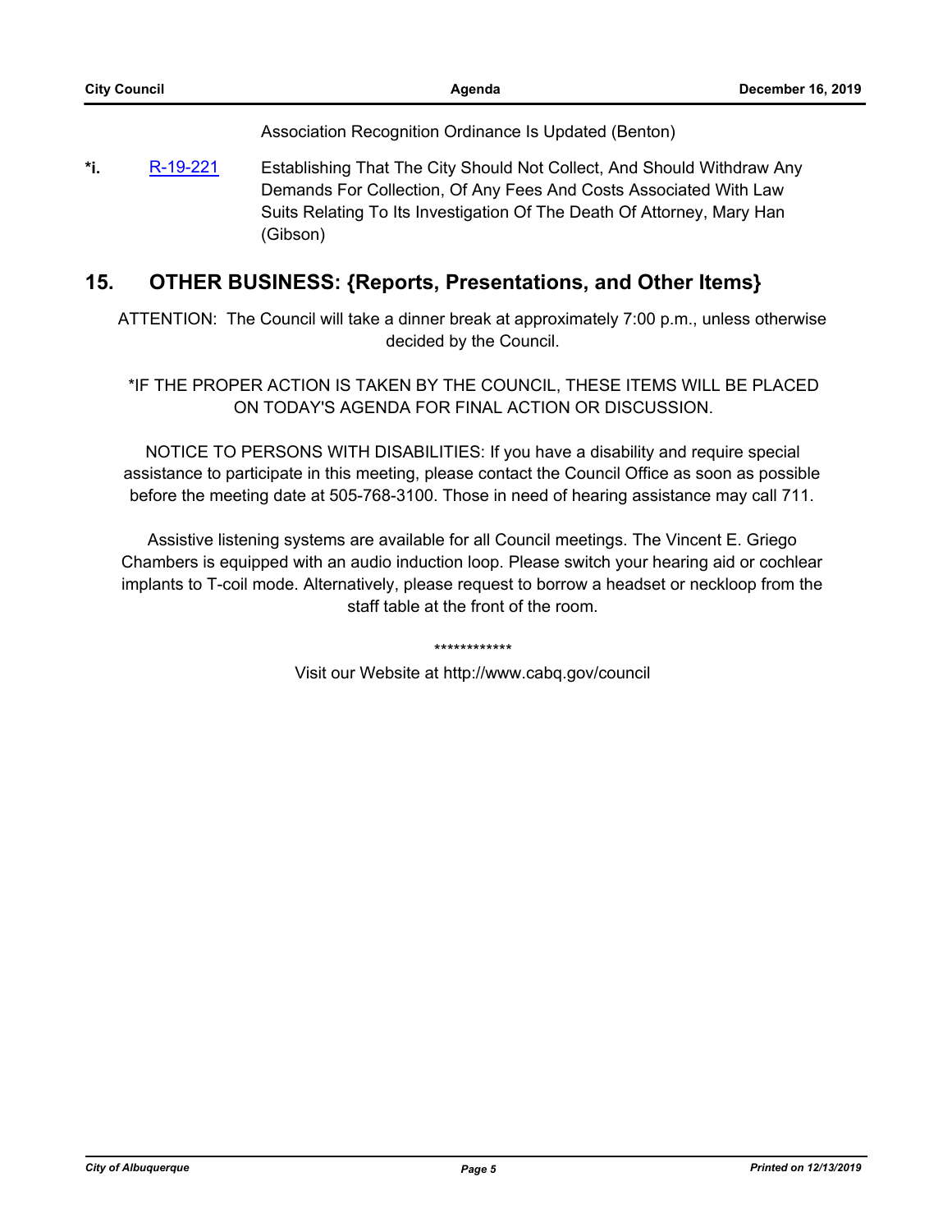Association Recognition Ordinance Is Updated (Benton)

***i.** [R-19-221] Establishing That The City Should Not Collect, And Should Withdraw Any Demands For Collection, Of Any Fees And Costs Associated With Law Suits Relating To Its Investigation Of The Death Of Attorney, Mary Han (Gibson)

## 15. OTHER BUSINESS: {Reports, Presentations, and Other Items}

ATTENTION: The Council will take a dinner break at approximately 7:00 p.m., unless otherwise decided by the Council.

*IF THE PROPER ACTION IS TAKEN BY THE COUNCIL, THESE ITEMS WILL BE PLACED ON TODAY'S AGENDA FOR FINAL ACTION OR DISCUSSION.

NOTICE TO PERSONS WITH DISABILITIES: If you have a disability and require special assistance to participate in this meeting, please contact the Council Office as soon as possible before the meeting date at 505-768-3100. Those in need of hearing assistance may call 711.

Assistive listening systems are available for all Council meetings. The Vincent E. Griego Chambers is equipped with an audio induction loop. Please switch your hearing aid or cochlear implants to T-coil mode. Alternatively, please request to borrow a headset or neckloop from the staff table at the front of the room.

************

Visit our Website at http://www.cabq.gov/council